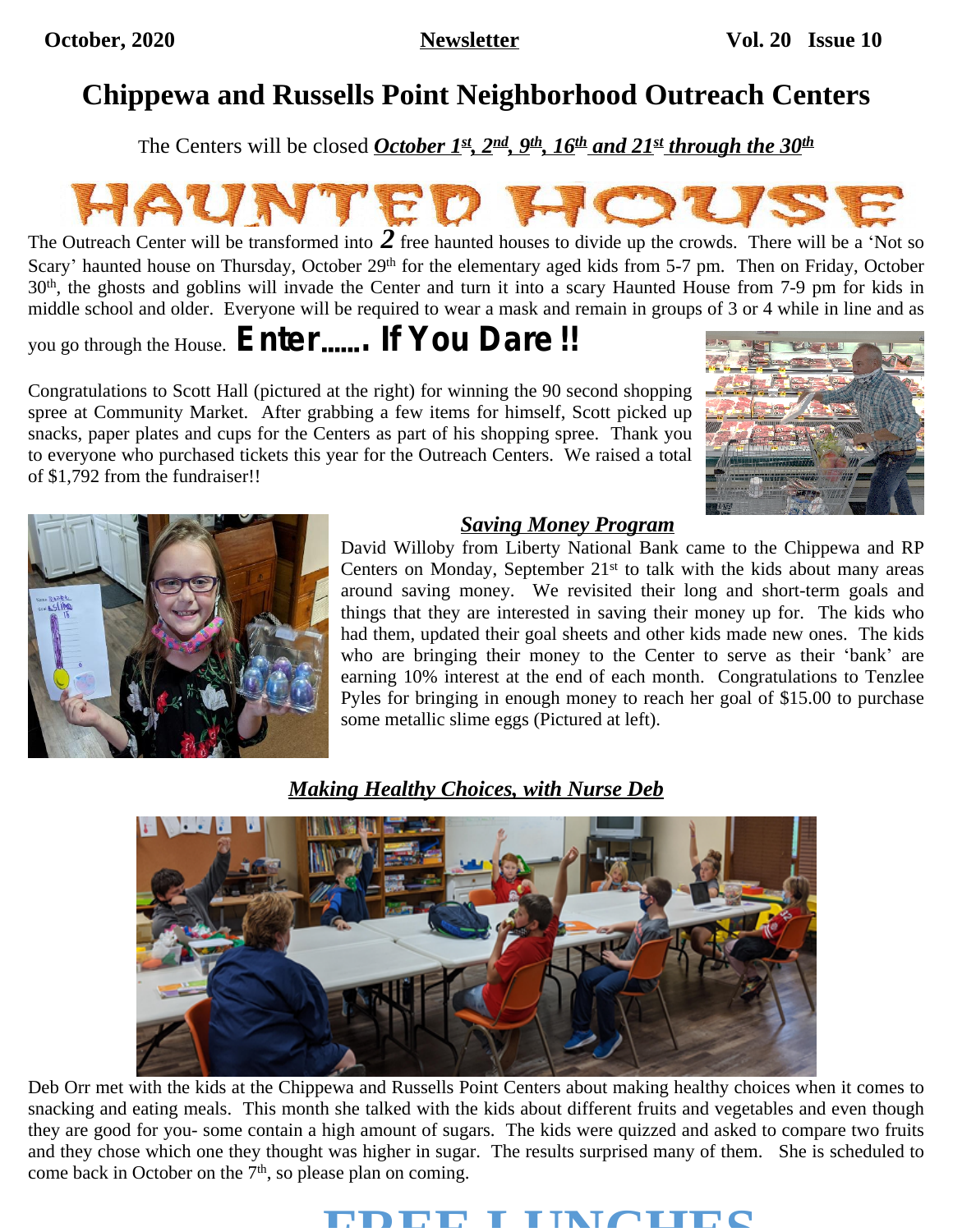October, 2020 **Newsletter** Vol. 20 Issue 10

# Chippewa and Russells Point Neighborhood Outreach Centers

The Centers will be closed ***October 1st, 2nd, 9th, 16th and 21st through the 30th***

# HAUNTED HOUSE

The Outreach Center will be transformed into ***2*** free haunted houses to divide up the crowds. There will be a 'Not so Scary' haunted house on Thursday, October 29th for the elementary aged kids from 5-7 pm. Then on Friday, October 30th, the ghosts and goblins will invade the Center and turn it into a scary Haunted House from 7-9 pm for kids in middle school and older. Everyone will be required to wear a mask and remain in groups of 3 or 4 while in line and as you go through the House. **Enter……. If You Dare !!**

Congratulations to Scott Hall (pictured at the right) for winning the 90 second shopping spree at Community Market. After grabbing a few items for himself, Scott picked up snacks, paper plates and cups for the Centers as part of his shopping spree. Thank you to everyone who purchased tickets this year for the Outreach Centers. We raised a total of $1,792 from the fundraiser!!

## *Saving Money Program*

David Willoby from Liberty National Bank came to the Chippewa and RP Centers on Monday, September 21st to talk with the kids about many areas around saving money. We revisited their long and short-term goals and things that they are interested in saving their money up for. The kids who had them, updated their goal sheets and other kids made new ones. The kids who are bringing their money to the Center to serve as their 'bank' are earning 10% interest at the end of each month. Congratulations to Tenzlee Pyles for bringing in enough money to reach her goal of $15.00 to purchase some metallic slime eggs (Pictured at left).

## *Making Healthy Choices, with Nurse Deb*

Deb Orr met with the kids at the Chippewa and Russells Point Centers about making healthy choices when it comes to snacking and eating meals. This month she talked with the kids about different fruits and vegetables and even though they are good for you- some contain a high amount of sugars. The kids were quizzed and asked to compare two fruits and they chose which one they thought was higher in sugar. The results surprised many of them. She is scheduled to come back in October on the 7th, so please plan on coming.

# FREE LUNCHES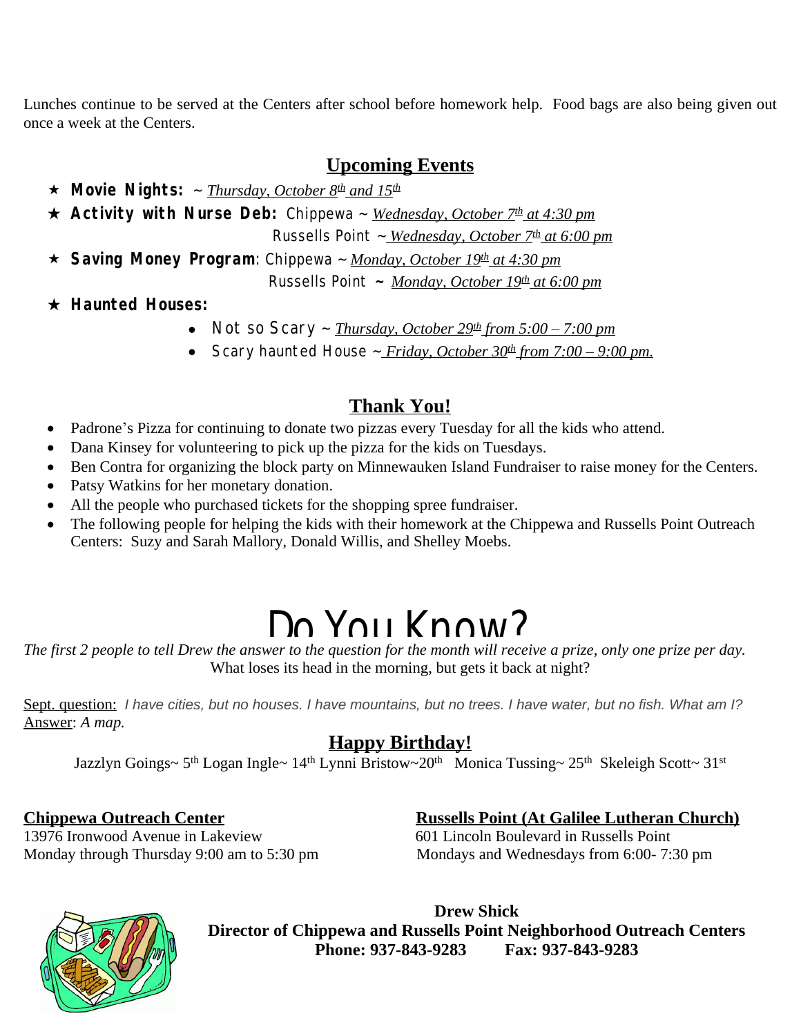Lunches continue to be served at the Centers after school before homework help. Food bags are also being given out once a week at the Centers.

## Upcoming Events

- ★ **Movie Nights:** ~ *Thursday, October 8th and 15th*
- ★ **Activity with Nurse Deb:** Chippewa ~ *Wednesday, October 7th at 4:30 pm*
  Russells Point ~ *Wednesday, October 7th at 6:00 pm*
- ★ **Saving Money Program**: Chippewa ~ *Monday, October 19th at 4:30 pm*
  Russells Point ~ *Monday, October 19th at 6:00 pm*
- ★ **Haunted Houses:**
  - Not so Scary ~ *Thursday, October 29th from 5:00 – 7:00 pm*
  - Scary haunted House ~ *Friday, October 30th from 7:00 – 9:00 pm.*

## Thank You!

- Padrone's Pizza for continuing to donate two pizzas every Tuesday for all the kids who attend.
- Dana Kinsey for volunteering to pick up the pizza for the kids on Tuesdays.
- Ben Contra for organizing the block party on Minnewauken Island Fundraiser to raise money for the Centers.
- Patsy Watkins for her monetary donation.
- All the people who purchased tickets for the shopping spree fundraiser.
- The following people for helping the kids with their homework at the Chippewa and Russells Point Outreach Centers: Suzy and Sarah Mallory, Donald Willis, and Shelley Moebs.

# Do You Know?

*The first 2 people to tell Drew the answer to the question for the month will receive a prize, only one prize per day.*

What loses its head in the morning, but gets it back at night?

Sept. question: *I have cities, but no houses. I have mountains, but no trees. I have water, but no fish. What am I?*
Answer: *A map.*

## Happy Birthday!

Jazzlyn Goings~ 5th Logan Ingle~ 14th Lynni Bristow~20th Monica Tussing~ 25th Skeleigh Scott~ 31st

**Chippewa Outreach Center**
13976 Ironwood Avenue in Lakeview
Monday through Thursday 9:00 am to 5:30 pm

**Russells Point (At Galilee Lutheran Church)**
601 Lincoln Boulevard in Russells Point
Mondays and Wednesdays from 6:00- 7:30 pm

**Drew Shick**
**Director of Chippewa and Russells Point Neighborhood Outreach Centers**
**Phone: 937-843-9283 Fax: 937-843-9283**